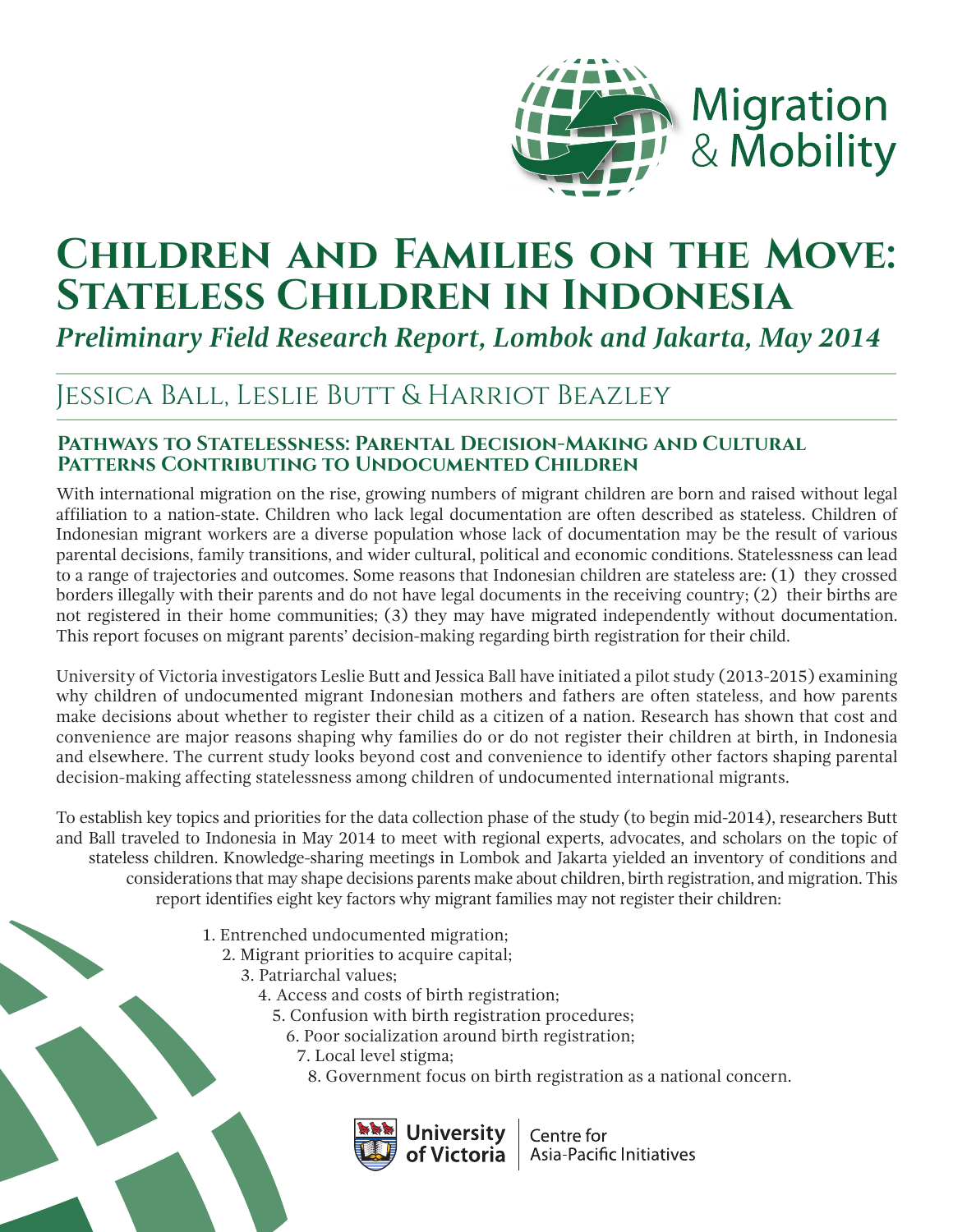# Children and Families on the Move: Stateless Children in Indonesia

*Preliminary Field Research Report, Lombok and Jakarta, May 2014*

## Jessica Ball, Leslie Butt & Harriot Beazley

### Pathways to Statelessness: Parental Decision-Making and Cultural Patterns Contributing to Undocumented Children

With international migration on the rise, growing numbers of migrant children are born and raised without legal affiliation to a nation-state. Children who lack legal documentation are often described as stateless. Children of Indonesian migrant workers are a diverse population whose lack of documentation may be the result of various parental decisions, family transitions, and wider cultural, political and economic conditions. Statelessness can lead to a range of trajectories and outcomes. Some reasons that Indonesian children are stateless are: (1) they crossed borders illegally with their parents and do not have legal documents in the receiving country; (2) their births are not registered in their home communities; (3) they may have migrated independently without documentation. This report focuses on migrant parents' decision-making regarding birth registration for their child.

University of Victoria investigators Leslie Butt and Jessica Ball have initiated a pilot study (2013-2015) examining why children of undocumented migrant Indonesian mothers and fathers are often stateless, and how parents make decisions about whether to register their child as a citizen of a nation. Research has shown that cost and convenience are major reasons shaping why families do or do not register their children at birth, in Indonesia and elsewhere. The current study looks beyond cost and convenience to identify other factors shaping parental decision-making affecting statelessness among children of undocumented international migrants.

To establish key topics and priorities for the data collection phase of the study (to begin mid-2014), researchers Butt and Ball traveled to Indonesia in May 2014 to meet with regional experts, advocates, and scholars on the topic of stateless children. Knowledge-sharing meetings in Lombok and Jakarta yielded an inventory of conditions and considerations that may shape decisions parents make about children, birth registration, and migration. This report identifies eight key factors why migrant families may not register their children:

1. Entrenched undocumented migration;
2. Migrant priorities to acquire capital;
3. Patriarchal values;
4. Access and costs of birth registration;
5. Confusion with birth registration procedures;
6. Poor socialization around birth registration;
7. Local level stigma;
8. Government focus on birth registration as a national concern.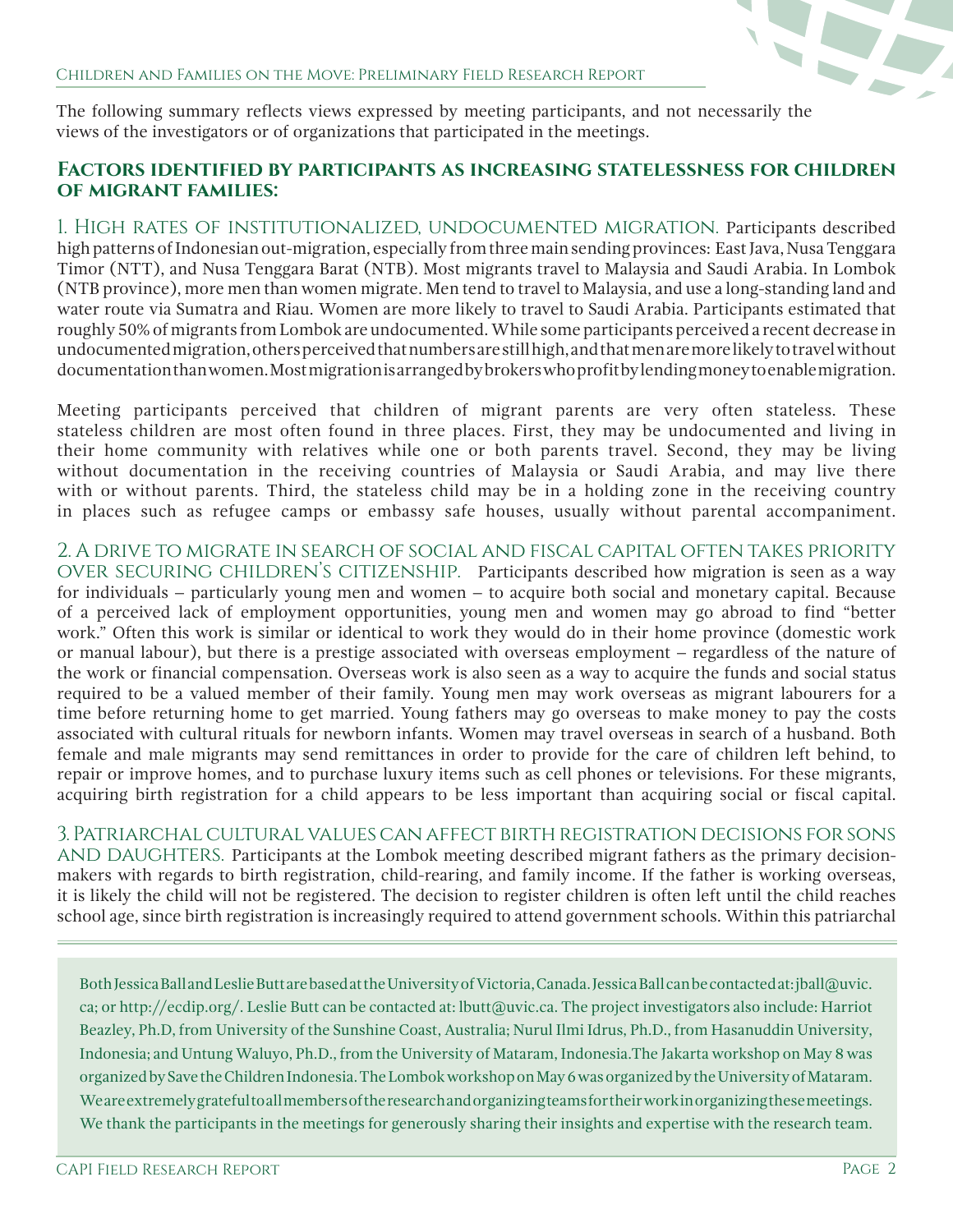The following summary reflects views expressed by meeting participants, and not necessarily the views of the investigators or of organizations that participated in the meetings.

## Factors identified by participants as increasing statelessness for children of migrant families:

**1. High rates of institutionalized, undocumented migration.** Participants described high patterns of Indonesian out-migration, especially from three main sending provinces: East Java, Nusa Tenggara Timor (NTT), and Nusa Tenggara Barat (NTB). Most migrants travel to Malaysia and Saudi Arabia. In Lombok (NTB province), more men than women migrate. Men tend to travel to Malaysia, and use a long-standing land and water route via Sumatra and Riau. Women are more likely to travel to Saudi Arabia. Participants estimated that roughly 50% of migrants from Lombok are undocumented. While some participants perceived a recent decrease in undocumented migration, others perceived that numbers are still high, and that men are more likely to travel without documentation than women. Most migration is arranged by brokers who profit by lending money to enable migration.

Meeting participants perceived that children of migrant parents are very often stateless. These stateless children are most often found in three places. First, they may be undocumented and living in their home community with relatives while one or both parents travel. Second, they may be living without documentation in the receiving countries of Malaysia or Saudi Arabia, and may live there with or without parents. Third, the stateless child may be in a holding zone in the receiving country in places such as refugee camps or embassy safe houses, usually without parental accompaniment.

**2. A drive to migrate in search of social and fiscal capital often takes priority over securing children's citizenship.** Participants described how migration is seen as a way for individuals – particularly young men and women – to acquire both social and monetary capital. Because of a perceived lack of employment opportunities, young men and women may go abroad to find "better work." Often this work is similar or identical to work they would do in their home province (domestic work or manual labour), but there is a prestige associated with overseas employment – regardless of the nature of the work or financial compensation. Overseas work is also seen as a way to acquire the funds and social status required to be a valued member of their family. Young men may work overseas as migrant labourers for a time before returning home to get married. Young fathers may go overseas to make money to pay the costs associated with cultural rituals for newborn infants. Women may travel overseas in search of a husband. Both female and male migrants may send remittances in order to provide for the care of children left behind, to repair or improve homes, and to purchase luxury items such as cell phones or televisions. For these migrants, acquiring birth registration for a child appears to be less important than acquiring social or fiscal capital.

**3. Patriarchal cultural values can affect birth registration decisions for sons and daughters.** Participants at the Lombok meeting described migrant fathers as the primary decision-makers with regards to birth registration, child-rearing, and family income. If the father is working overseas, it is likely the child will not be registered. The decision to register children is often left until the child reaches school age, since birth registration is increasingly required to attend government schools. Within this patriarchal

---

Both Jessica Ball and Leslie Butt are based at the University of Victoria, Canada. Jessica Ball can be contacted at: jball@uvic.ca; or http://ecdip.org/. Leslie Butt can be contacted at: lbutt@uvic.ca. The project investigators also include: Harriot Beazley, Ph.D, from University of the Sunshine Coast, Australia; Nurul Ilmi Idrus, Ph.D., from Hasanuddin University, Indonesia; and Untung Waluyo, Ph.D., from the University of Mataram, Indonesia.The Jakarta workshop on May 8 was organized by Save the Children Indonesia. The Lombok workshop on May 6 was organized by the University of Mataram. We are extremely grateful to all members of the research and organizing teams for their work in organizing these meetings. We thank the participants in the meetings for generously sharing their insights and expertise with the research team.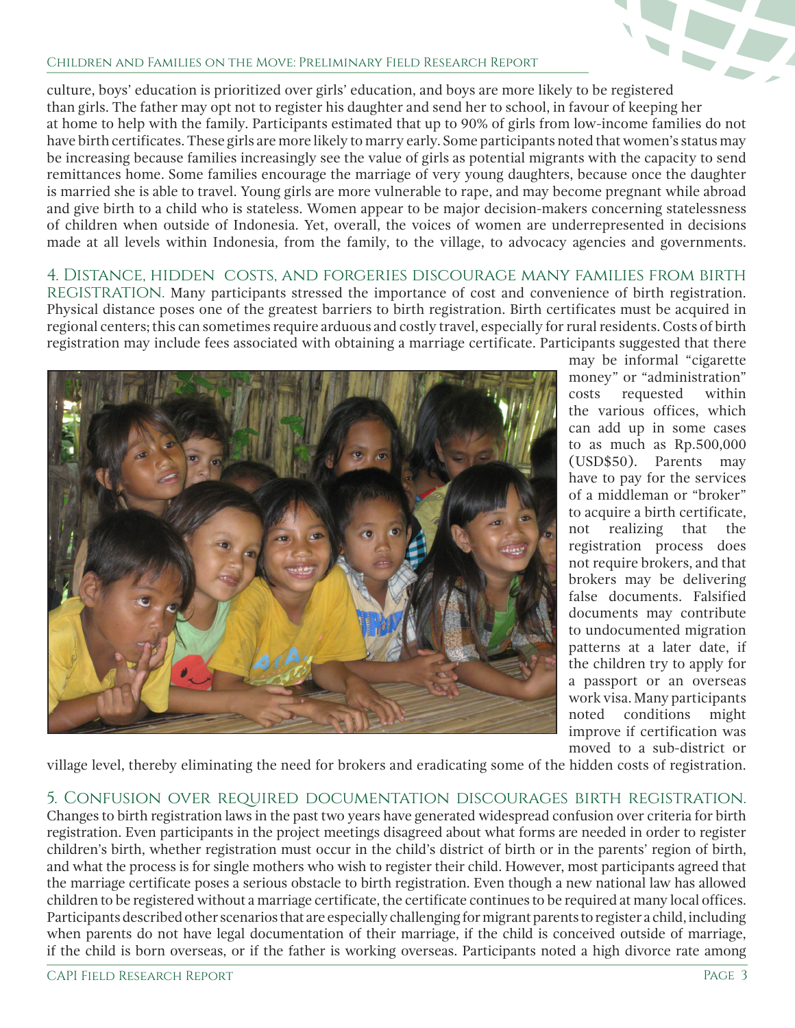culture, boys' education is prioritized over girls' education, and boys are more likely to be registered than girls. The father may opt not to register his daughter and send her to school, in favour of keeping her at home to help with the family. Participants estimated that up to 90% of girls from low-income families do not have birth certificates. These girls are more likely to marry early. Some participants noted that women's status may be increasing because families increasingly see the value of girls as potential migrants with the capacity to send remittances home. Some families encourage the marriage of very young daughters, because once the daughter is married she is able to travel. Young girls are more vulnerable to rape, and may become pregnant while abroad and give birth to a child who is stateless. Women appear to be major decision-makers concerning statelessness of children when outside of Indonesia. Yet, overall, the voices of women are underrepresented in decisions made at all levels within Indonesia, from the family, to the village, to advocacy agencies and governments.

**4. Distance, hidden costs, and forgeries discourage many families from birth registration.** Many participants stressed the importance of cost and convenience of birth registration. Physical distance poses one of the greatest barriers to birth registration. Birth certificates must be acquired in regional centers; this can sometimes require arduous and costly travel, especially for rural residents. Costs of birth registration may include fees associated with obtaining a marriage certificate. Participants suggested that there may be informal "cigarette money" or "administration" costs requested within the various offices, which can add up in some cases to as much as Rp.500,000 (USD$50). Parents may have to pay for the services of a middleman or "broker" to acquire a birth certificate, not realizing that the registration process does not require brokers, and that brokers may be delivering false documents. Falsified documents may contribute to undocumented migration patterns at a later date, if the children try to apply for a passport or an overseas work visa. Many participants noted conditions might improve if certification was moved to a sub-district or village level, thereby eliminating the need for brokers and eradicating some of the hidden costs of registration.

**5. Confusion over required documentation discourages birth registration.** Changes to birth registration laws in the past two years have generated widespread confusion over criteria for birth registration. Even participants in the project meetings disagreed about what forms are needed in order to register children's birth, whether registration must occur in the child's district of birth or in the parents' region of birth, and what the process is for single mothers who wish to register their child. However, most participants agreed that the marriage certificate poses a serious obstacle to birth registration. Even though a new national law has allowed children to be registered without a marriage certificate, the certificate continues to be required at many local offices. Participants described other scenarios that are especially challenging for migrant parents to register a child, including when parents do not have legal documentation of their marriage, if the child is conceived outside of marriage, if the child is born overseas, or if the father is working overseas. Participants noted a high divorce rate among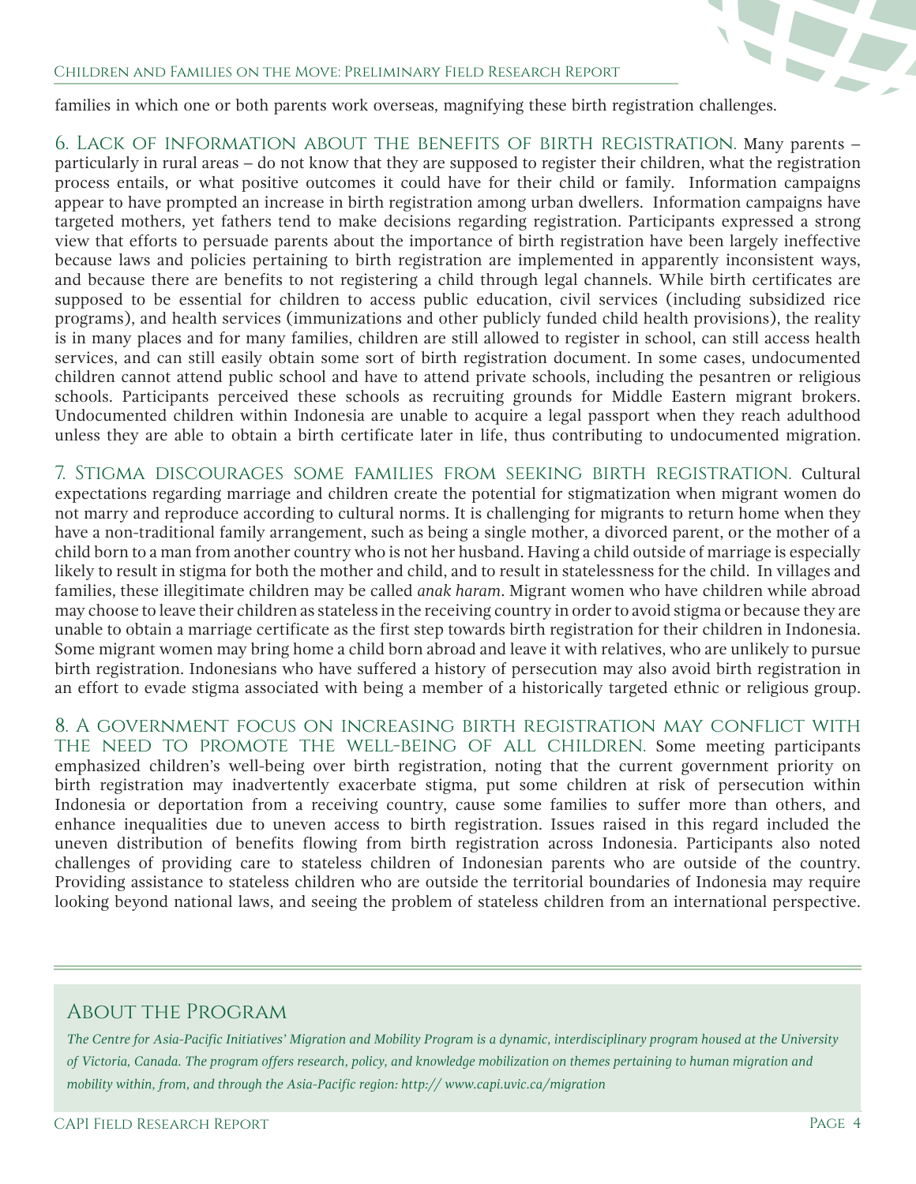families in which one or both parents work overseas, magnifying these birth registration challenges.

**6. Lack of information about the benefits of birth registration.** Many parents – particularly in rural areas – do not know that they are supposed to register their children, what the registration process entails, or what positive outcomes it could have for their child or family. Information campaigns appear to have prompted an increase in birth registration among urban dwellers. Information campaigns have targeted mothers, yet fathers tend to make decisions regarding registration. Participants expressed a strong view that efforts to persuade parents about the importance of birth registration have been largely ineffective because laws and policies pertaining to birth registration are implemented in apparently inconsistent ways, and because there are benefits to not registering a child through legal channels. While birth certificates are supposed to be essential for children to access public education, civil services (including subsidized rice programs), and health services (immunizations and other publicly funded child health provisions), the reality is in many places and for many families, children are still allowed to register in school, can still access health services, and can still easily obtain some sort of birth registration document. In some cases, undocumented children cannot attend public school and have to attend private schools, including the pesantren or religious schools. Participants perceived these schools as recruiting grounds for Middle Eastern migrant brokers. Undocumented children within Indonesia are unable to acquire a legal passport when they reach adulthood unless they are able to obtain a birth certificate later in life, thus contributing to undocumented migration.

**7. Stigma discourages some families from seeking birth registration.** Cultural expectations regarding marriage and children create the potential for stigmatization when migrant women do not marry and reproduce according to cultural norms. It is challenging for migrants to return home when they have a non-traditional family arrangement, such as being a single mother, a divorced parent, or the mother of a child born to a man from another country who is not her husband. Having a child outside of marriage is especially likely to result in stigma for both the mother and child, and to result in statelessness for the child. In villages and families, these illegitimate children may be called *anak haram*. Migrant women who have children while abroad may choose to leave their children as stateless in the receiving country in order to avoid stigma or because they are unable to obtain a marriage certificate as the first step towards birth registration for their children in Indonesia. Some migrant women may bring home a child born abroad and leave it with relatives, who are unlikely to pursue birth registration. Indonesians who have suffered a history of persecution may also avoid birth registration in an effort to evade stigma associated with being a member of a historically targeted ethnic or religious group.

**8. A government focus on increasing birth registration may conflict with the need to promote the well-being of all children.** Some meeting participants emphasized children's well-being over birth registration, noting that the current government priority on birth registration may inadvertently exacerbate stigma, put some children at risk of persecution within Indonesia or deportation from a receiving country, cause some families to suffer more than others, and enhance inequalities due to uneven access to birth registration. Issues raised in this regard included the uneven distribution of benefits flowing from birth registration across Indonesia. Participants also noted challenges of providing care to stateless children of Indonesian parents who are outside of the country. Providing assistance to stateless children who are outside the territorial boundaries of Indonesia may require looking beyond national laws, and seeing the problem of stateless children from an international perspective.

## About the Program

*The Centre for Asia-Pacific Initiatives' Migration and Mobility Program is a dynamic, interdisciplinary program housed at the University of Victoria, Canada. The program offers research, policy, and knowledge mobilization on themes pertaining to human migration and mobility within, from, and through the Asia-Pacific region: http:// www.capi.uvic.ca/migration*